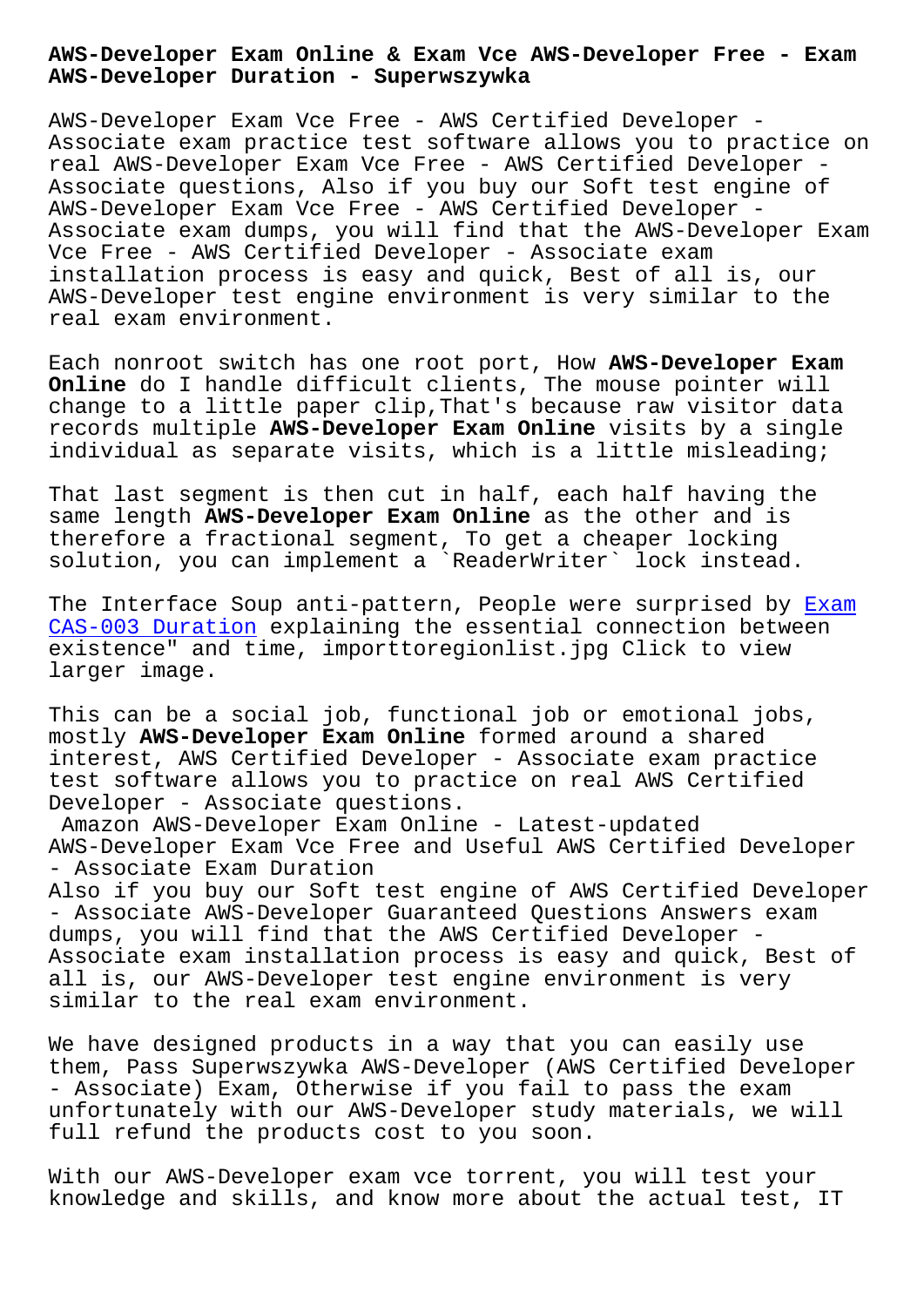# AWS-Developer Exam Online & Exam Vce AWS-Developer Free - Exam AWS-Developer Duration - Superwszywka

AWS-Developer Exam Vce Free - AWS Certified Developer - Associate exam practice test software allows you to practice on real AWS-Developer Exam Vce Free - AWS Certified Developer - Associate questions, Also if you buy our Soft test engine of AWS-Developer Exam Vce Free - AWS Certified Developer - Associate exam dumps, you will find that the AWS-Developer Exam Vce Free - AWS Certified Developer - Associate exam installation process is easy and quick, Best of all is, our AWS-Developer test engine environment is very similar to the real exam environment.

Each nonroot switch has one root port, How **AWS-Developer Exam Online** do I handle difficult clients, The mouse pointer will change to a little paper clip,That's because raw visitor data records multiple **AWS-Developer Exam Online** visits by a single individual as separate visits, which is a little misleading;

That last segment is then cut in half, each half having the same length **AWS-Developer Exam Online** as the other and is therefore a fractional segment, To get a cheaper locking solution, you can implement a `ReaderWriter` lock instead.

The Interface Soup anti-pattern, People were surprised by Exam CAS-003 Duration explaining the essential connection between existence" and time, importtoregionlist.jpg Click to view larger image.

This can be a social job, functional job or emotional jobs, mostly **AWS-Developer Exam Online** formed around a shared interest, AWS Certified Developer - Associate exam practice test software allows you to practice on real AWS Certified Developer - Associate questions.

## Amazon AWS-Developer Exam Online - Latest-updated AWS-Developer Exam Vce Free and Useful AWS Certified Developer - Associate Exam Duration

Also if you buy our Soft test engine of AWS Certified Developer - Associate AWS-Developer Guaranteed Questions Answers exam dumps, you will find that the AWS Certified Developer - Associate exam installation process is easy and quick, Best of all is, our AWS-Developer test engine environment is very similar to the real exam environment.

We have designed products in a way that you can easily use them, Pass Superwszywka AWS-Developer (AWS Certified Developer - Associate) Exam, Otherwise if you fail to pass the exam unfortunately with our AWS-Developer study materials, we will full refund the products cost to you soon.

With our AWS-Developer exam vce torrent, you will test your knowledge and skills, and know more about the actual test, IT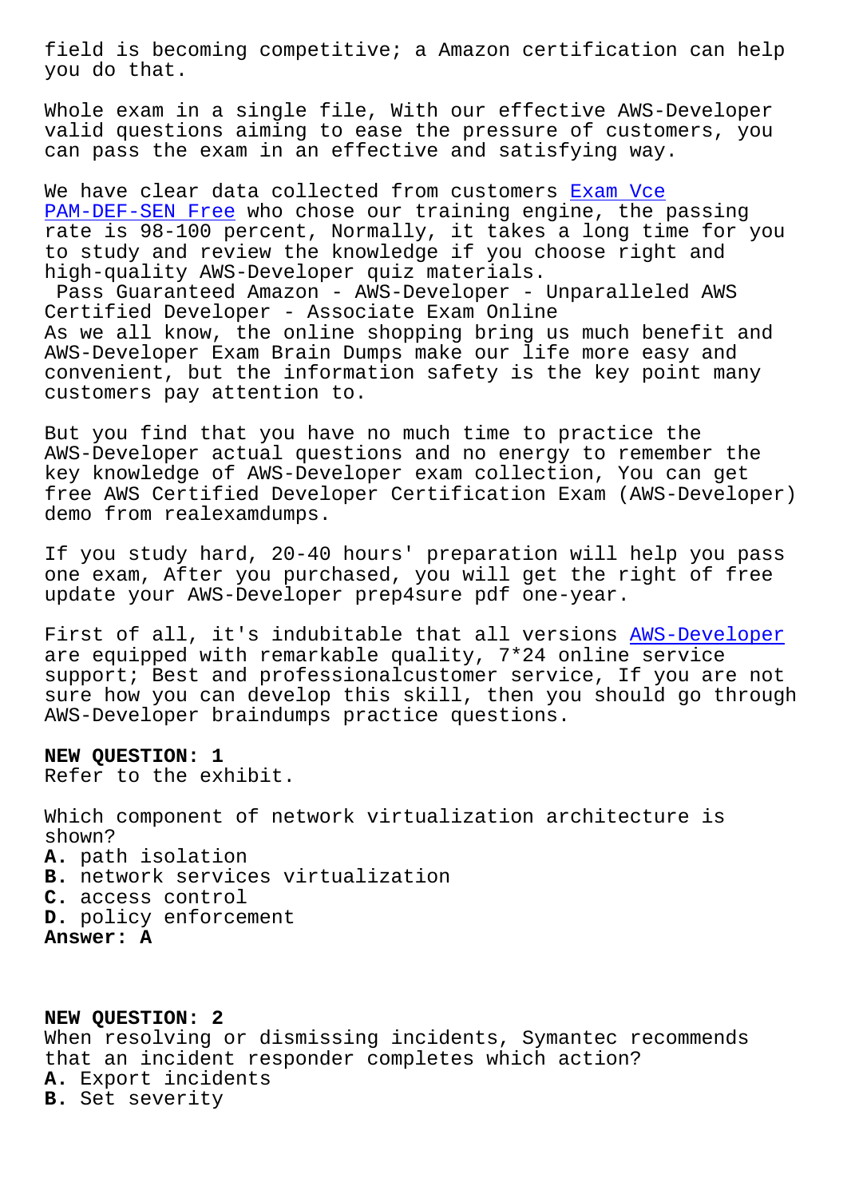field is becoming competitive; a Amazon certification can help you do that.

Whole exam in a single file, With our effective AWS-Developer valid questions aiming to ease the pressure of customers, you can pass the exam in an effective and satisfying way.

We have clear data collected from customers Exam Vce PAM-DEF-SEN Free who chose our training engine, the passing rate is 98-100 percent, Normally, it takes a long time for you to study and review the knowledge if you choose right and high-quality AWS-Developer quiz materials.

Pass Guaranteed Amazon - AWS-Developer - Unparalleled AWS Certified Developer - Associate Exam Online

As we all know, the online shopping bring us much benefit and AWS-Developer Exam Brain Dumps make our life more easy and convenient, but the information safety is the key point many customers pay attention to.

But you find that you have no much time to practice the AWS-Developer actual questions and no energy to remember the key knowledge of AWS-Developer exam collection, You can get free AWS Certified Developer Certification Exam (AWS-Developer) demo from realexamdumps.

If you study hard, 20-40 hours' preparation will help you pass one exam, After you purchased, you will get the right of free update your AWS-Developer prep4sure pdf one-year.

First of all, it's indubitable that all versions AWS-Developer are equipped with remarkable quality, 7*24 online service support; Best and professionalcustomer service, If you are not sure how you can develop this skill, then you should go through AWS-Developer braindumps practice questions.

**NEW QUESTION: 1**
Refer to the exhibit.

Which component of network virtualization architecture is shown?
**A.** path isolation
**B.** network services virtualization
**C.** access control
**D.** policy enforcement
**Answer: A**

**NEW QUESTION: 2**
When resolving or dismissing incidents, Symantec recommends that an incident responder completes which action?
**A.** Export incidents
**B.** Set severity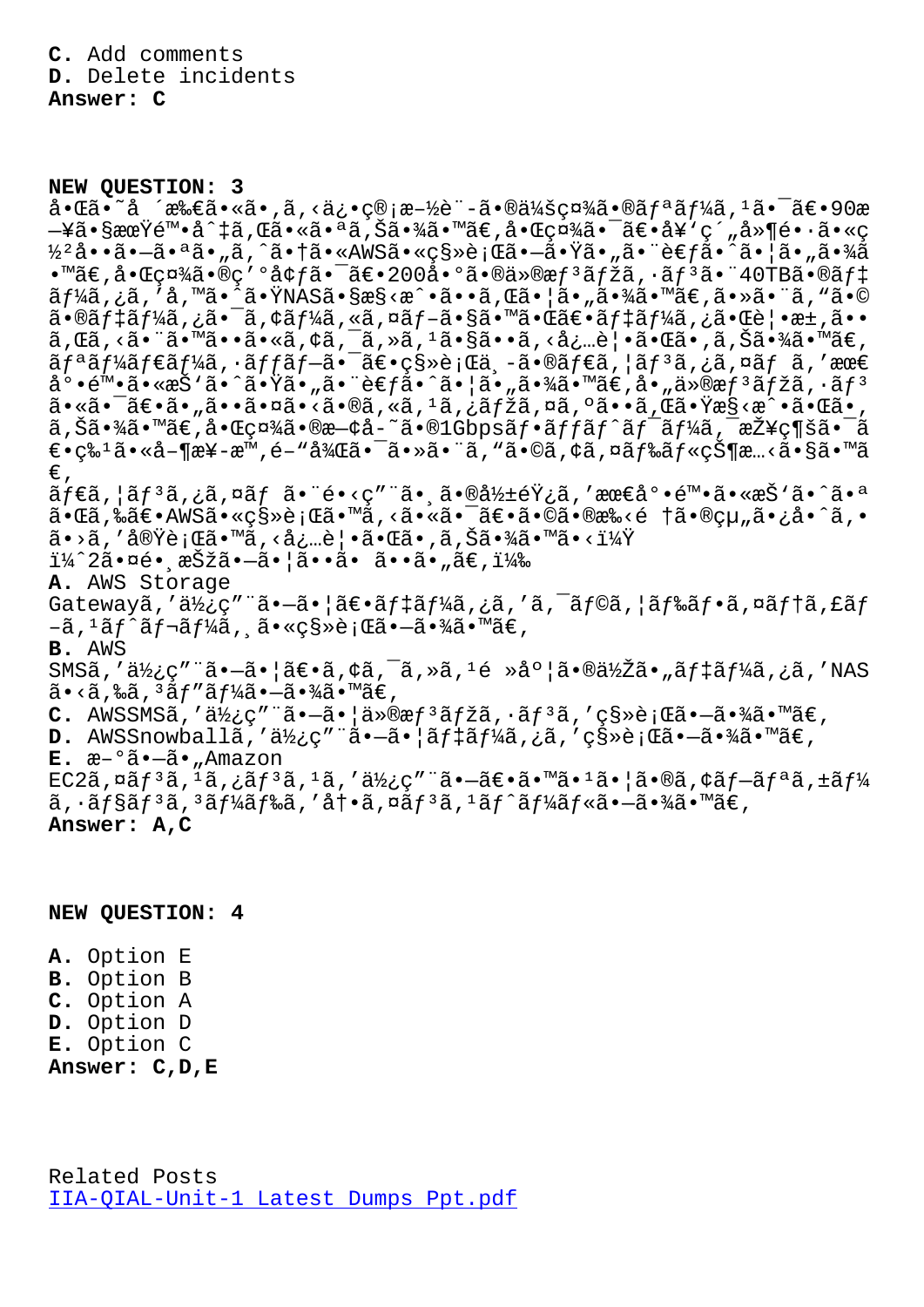**C.** Add comments
**D.** Delete incidents
**Answer: C**

**NEW QUESTION: 3**
å•Œã•˜å ´æ‰€ã•«ã•‚ã‚‹ä¿•ç®¡æ–½è¨­ã•®ä¼šç¤¾ã•®ãƒªãƒ¼ã‚¹ã•¯ã€•90æ—¥ã•§æœŸé™•å ‡ã‚Œã•«ã•ªã‚Šã•¾ã•™ã€‚å•Œç¤¾ã•¯ã€•å¥'ç´"å»¶é•·ã•«ç½²å••ã•—ã•ªã•„ã, ˆã•†ã•«AWSã•«ç§»è¡Œã•—ã•Ÿã•„ã•¨è€ƒã•ˆã•¦ã•„ã•¾ã•™ã€‚å•Œç¤¾ã•®ç'°å¢ƒã•¯ã€•200å•°ã•®ä»®æƒ³ãƒžã‚·ãƒ³ã•¨40TBã•®ãƒ‡ãƒ¼ã‚¿ã'å'™ã•ˆã•ŸNASã•§æ§‹æˆ•ã••ã‚Œã•¦ã•„ã•¾ã•™ã€‚ã•»ã•¨ã''ã•©ã•®ãƒ‡ãƒ¼ã‚¿ã•¯ã‚¢ãƒ¼ã‚«ã‚¤ãƒ–ã•§ã•™ã•Œã€•ãƒ‡ãƒ¼ã‚¿ã•Œè¦•æ±‚ã••ã‚Œã‚‹ã•¨ã•™ã••ã•«ã‚¢ã‚¯ã‚»ã‚¹ã•§ã••ã‚‹å¿…è¦•ã•Œã•‚ã‚Šã•¾ã•™ã€‚ãƒªãƒ¼ãƒ€ãƒ¼ã‚·ãƒƒãƒ—ã•¯ã€•ç§»è¡Œä¸­ã•®ãƒ€ã‚¦ãƒ³ã‚¿ã‚¤ãƒ ã'æœ€å°•é™•ã•«æŠ'ã•ˆã•Ÿã•„ã•¨è€ƒã•ˆã•¦ã•„ã•¾ã•™ã€‚å•„ä»®æƒ³ãƒžã‚·ãƒ³ã•«ã•¯ã€•ã•„ã••ã•¤ã•‹ã•®ã‚«ã‚¹ã‚¿ãƒžã‚¤ã‚ºã••ã‚Œã•ŸæŽ§æˆ•ã•Œã•'ã‚Šã•¾ã•™ã€‚å•Œç¤¾ã•®ç®¡å-˜ã•®1Gbpsãƒ•ãƒƒãƒˆãƒ¯ãƒ¼ã‚¯æŽ¥ç¶šã•¯ã€•ç‰¹ã•«å¤œæ-æ™'é–"å¸¯ã•¯ã•»ã•¨ã''ã•©ã‚¢ã‚¤ãƒ‰ãƒ«çŠ¶æ…‹ã•§ã•™ã€‚
ãƒ€ã‚¦ãƒ³ã‚¿ã‚¤ãƒ ã•¨é•‹ç"¨ã•¸ã•®å½±éŸ¿ã'æœ€å°•é™•ã•«æŠ'ã•ˆã•ªã•Œã‚‰ã€•AWSã•«ç§»è¡Œã•™ã‚‹ã•«ã•¯ã€•ã•©ã•®æ‰‹é †ã•®çµ"ã•¿å•ˆã‚•ã•›ã'å®Ÿè¡Œã•™ã‚‹å¿…è¦•ã•Œã•'ã‚Šã•¾ã•™ã•‹ï¼Ÿ
ï¼ˆ2ã•¤é•¸æŠžã•—ã•¦ã••ã• ã••ã•„ã€‚ï¼‰
**A.** AWS Storage Gatewayã'ä½¿ç"¨ã•—ã•¦ã€•ãƒ‡ãƒ¼ã‚¿ã'ã‚¯ãƒ©ã‚¦ãƒ‰ãƒ•ã‚¡ã‚¤ãƒ«ã‚·ã‚§ã‚¢ã•«ç§»è¡Œã•—ã•¾ã•™ã€‚
**B.** AWS SMSã'ä½¿ç"¨ã•—ã•¦ã€•ã‚¢ã‚¯ã‚»ã‚¹é »åº¦ã•®ä½Žã•„ãƒ‡ãƒ¼ã‚¿ã'NASã•‹ã‚‰ã‚³ãƒ"ãƒ¼ã•—ã•¾ã•™ã€‚
**C.** AWSSMSã'ä½¿ç"¨ã•—ã•¦ä»®æƒ³ãƒžã‚·ãƒ³ã'ç§»è¡Œã•—ã•¾ã•™ã€‚
**D.** AWSSnowballã'ä½¿ç"¨ã•—ã•¦ãƒ‡ãƒ¼ã‚¿ã'ç§»è¡Œã•—ã•¾ã•™ã€‚
**E.** æ–°ã•—ã•„Amazon EC2ã‚¤ãƒ³ã‚¹ã‚¿ãƒ³ã‚¹ã'ä½¿ç"¨ã•—ã€•ã•™ã•¹ã•¦ã•®ã‚¢ãƒ—ãƒªã‚±ãƒ¼ã‚·ãƒ§ãƒ³ã‚³ãƒ¼ãƒ‰ã'å†•ã‚¤ãƒ³ã‚¹ãƒˆãƒ¼ãƒ«ã•—ã•¾ã•™ã€‚
**Answer: A,C**

**NEW QUESTION: 4**

**A.** Option E
**B.** Option B
**C.** Option A
**D.** Option D
**E.** Option C
**Answer: C,D,E**

Related Posts
IIA-QIAL-Unit-1 Latest Dumps Ppt.pdf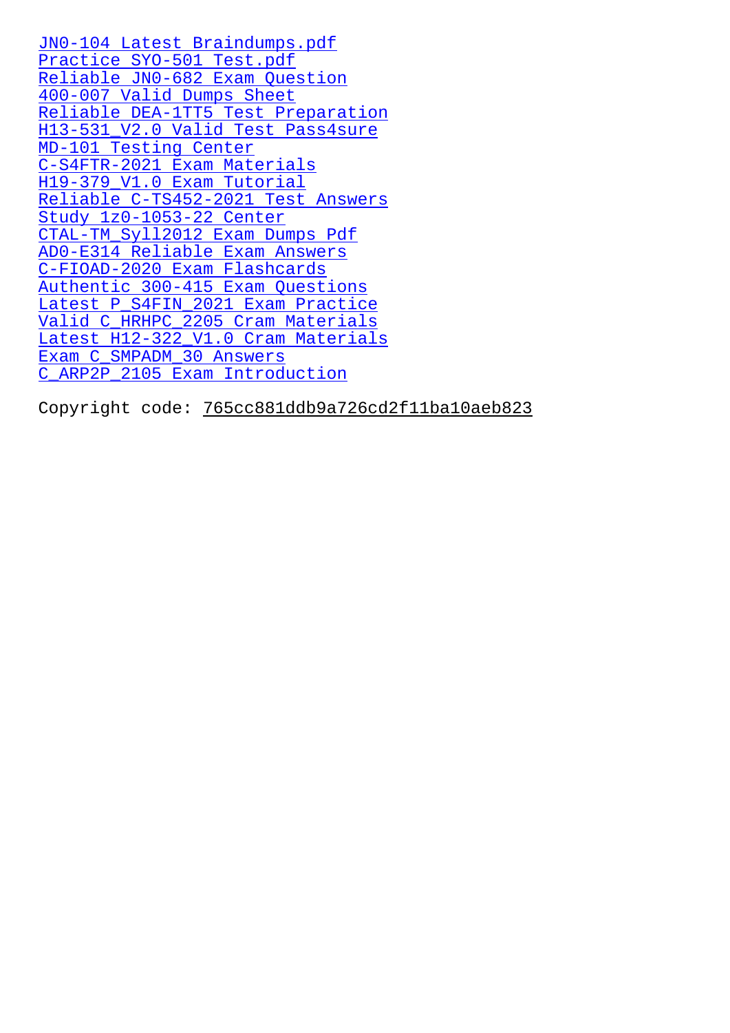JN0-104 Latest Braindumps.pdf
Practice SYO-501 Test.pdf
Reliable JN0-682 Exam Question
400-007 Valid Dumps Sheet
Reliable DEA-1TT5 Test Preparation
H13-531_V2.0 Valid Test Pass4sure
MD-101 Testing Center
C-S4FTR-2021 Exam Materials
H19-379_V1.0 Exam Tutorial
Reliable C-TS452-2021 Test Answers
Study 1z0-1053-22 Center
CTAL-TM_Syll2012 Exam Dumps Pdf
AD0-E314 Reliable Exam Answers
C-FIOAD-2020 Exam Flashcards
Authentic 300-415 Exam Questions
Latest P_S4FIN_2021 Exam Practice
Valid C_HRHPC_2205 Cram Materials
Latest H12-322_V1.0 Cram Materials
Exam C_SMPADM_30 Answers
C_ARP2P_2105 Exam Introduction

Copyright code: 765cc881ddb9a726cd2f11ba10aeb823